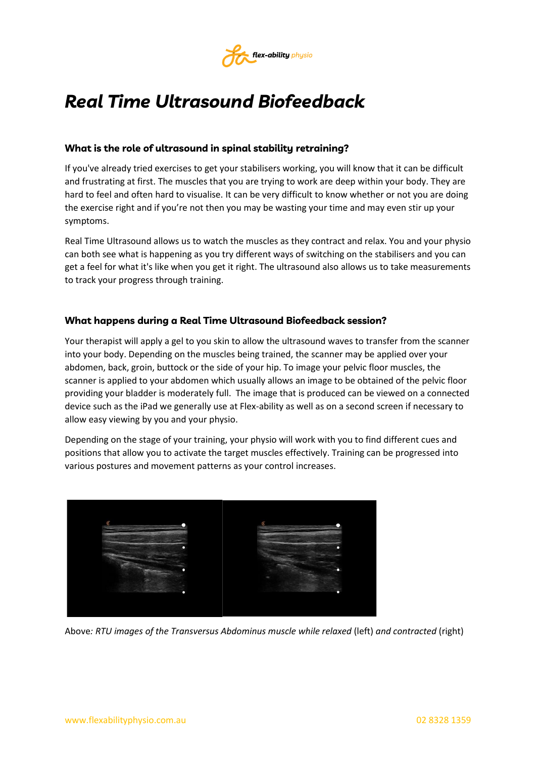# *Real Time Ultrasound Biofeedback*

### What is the role of ultrasound in spinal stability retraining?

If you've already tried exercises to get your stabilisers working, you will know that it can be difficult and frustrating at first. The muscles that you are trying to work are deep within your body. They are hard to feel and often hard to visualise. It can be very difficult to know whether or not you are doing the exercise right and if you're not then you may be wasting your time and may even stir up your symptoms.

Real Time Ultrasound allows us to watch the muscles as they contract and relax. You and your physio can both see what is happening as you try different ways of switching on the stabilisers and you can get a feel for what it's like when you get it right. The ultrasound also allows us to take measurements to track your progress through training.

### What happens during a Real Time Ultrasound Biofeedback session?

Your therapist will apply a gel to you skin to allow the ultrasound waves to transfer from the scanner into your body. Depending on the muscles being trained, the scanner may be applied over your abdomen, back, groin, buttock or the side of your hip. To image your pelvic floor muscles, the scanner is applied to your abdomen which usually allows an image to be obtained of the pelvic floor providing your bladder is moderately full. The image that is produced can be viewed on a connected device such as the iPad we generally use at Flex-ability as well as on a second screen if necessary to allow easy viewing by you and your physio.

Depending on the stage of your training, your physio will work with you to find different cues and positions that allow you to activate the target muscles effectively. Training can be progressed into various postures and movement patterns as your control increases.

Above*: RTU images of the Transversus Abdominus muscle while relaxed* (left) *and contracted* (right)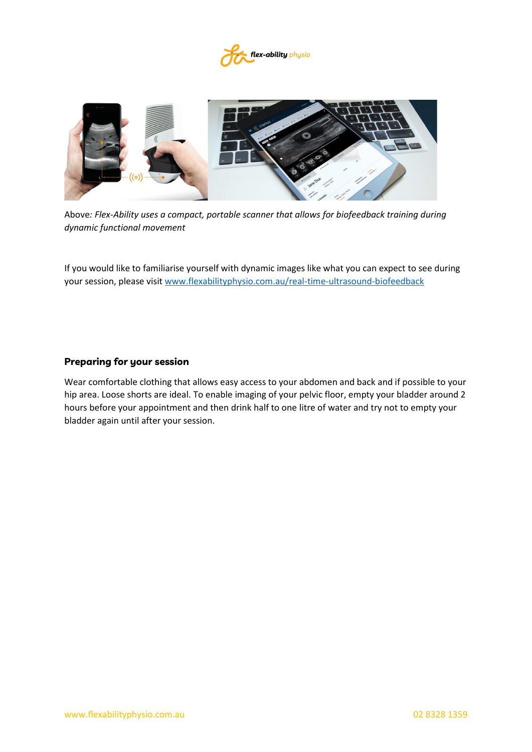Above*: Flex-Ability uses a compact, portable scanner that allows for biofeedback training during dynamic functional movement*

If you would like to familiarise yourself with dynamic images like what you can expect to see during your session, please visit [www.flexabilityphysio.com.au/real-time-ultrasound-biofeedback](www.flexabilityphysio.com.au/real-time-ultrasound-biofeedback)

## Preparing for your session

Wear comfortable clothing that allows easy access to your abdomen and back and if possible to your hip area. Loose shorts are ideal. To enable imaging of your pelvic floor, empty your bladder around 2 hours before your appointment and then drink half to one litre of water and try not to empty your bladder again until after your session.